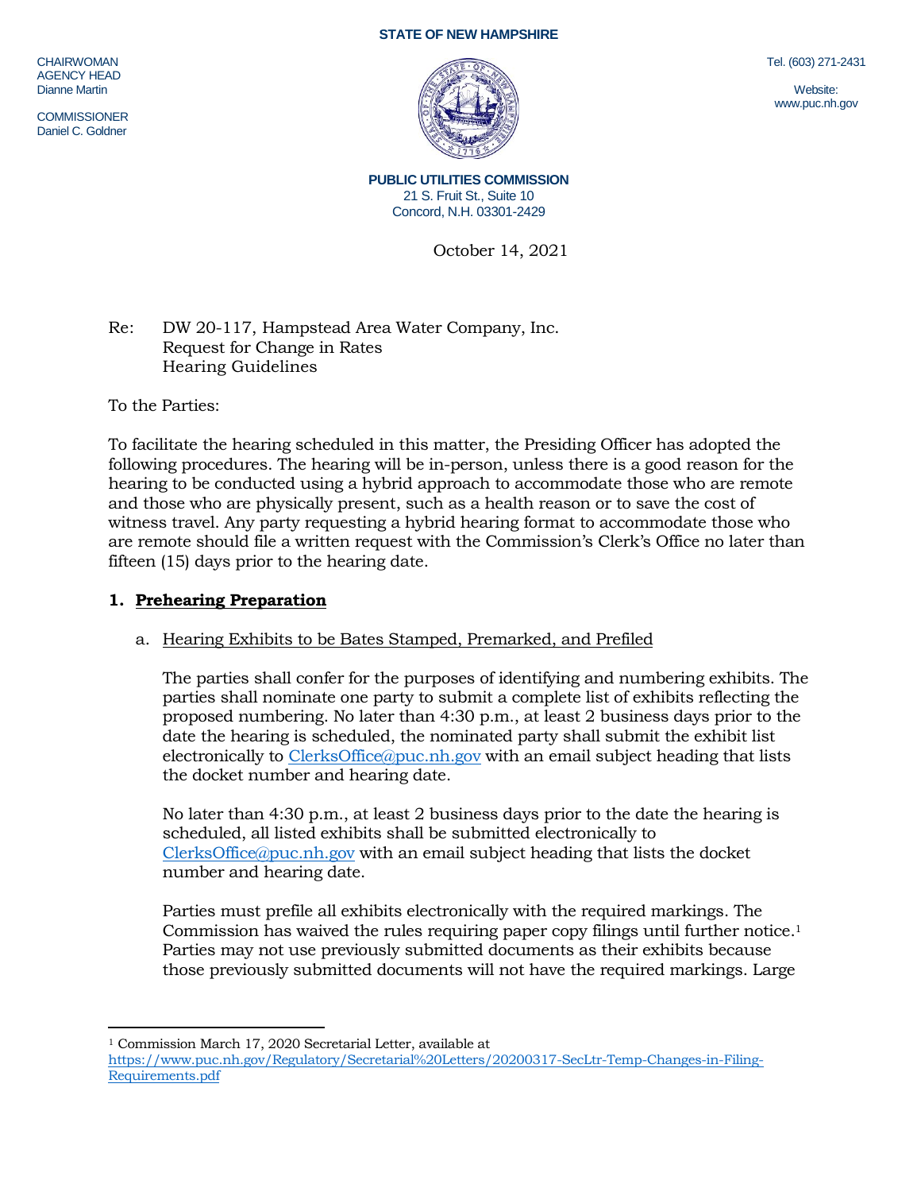**STATE OF NEW HAMPSHIRE**

CHAIRWOMAN
AGENCY HEAD
Dianne Martin

COMMISSIONER
Daniel C. Goldner

Tel. (603) 271-2431

Website:
www.puc.nh.gov

**PUBLIC UTILITIES COMMISSION**
21 S. Fruit St., Suite 10
Concord, N.H. 03301-2429

October 14, 2021

Re: DW 20-117, Hampstead Area Water Company, Inc.
Request for Change in Rates
Hearing Guidelines

To the Parties:

To facilitate the hearing scheduled in this matter, the Presiding Officer has adopted the following procedures. The hearing will be in-person, unless there is a good reason for the hearing to be conducted using a hybrid approach to accommodate those who are remote and those who are physically present, such as a health reason or to save the cost of witness travel. Any party requesting a hybrid hearing format to accommodate those who are remote should file a written request with the Commission's Clerk's Office no later than fifteen (15) days prior to the hearing date.

**1. <u>Prehearing Preparation</u>**

a. <u>Hearing Exhibits to be Bates Stamped, Premarked, and Prefiled</u>

The parties shall confer for the purposes of identifying and numbering exhibits. The parties shall nominate one party to submit a complete list of exhibits reflecting the proposed numbering. No later than 4:30 p.m., at least 2 business days prior to the date the hearing is scheduled, the nominated party shall submit the exhibit list electronically to ClerksOffice@puc.nh.gov with an email subject heading that lists the docket number and hearing date.

No later than 4:30 p.m., at least 2 business days prior to the date the hearing is scheduled, all listed exhibits shall be submitted electronically to ClerksOffice@puc.nh.gov with an email subject heading that lists the docket number and hearing date.

Parties must prefile all exhibits electronically with the required markings. The Commission has waived the rules requiring paper copy filings until further notice.[1] Parties may not use previously submitted documents as their exhibits because those previously submitted documents will not have the required markings. Large

[1] Commission March 17, 2020 Secretarial Letter, available at https://www.puc.nh.gov/Regulatory/Secretarial%20Letters/20200317-SecLtr-Temp-Changes-in-Filing-Requirements.pdf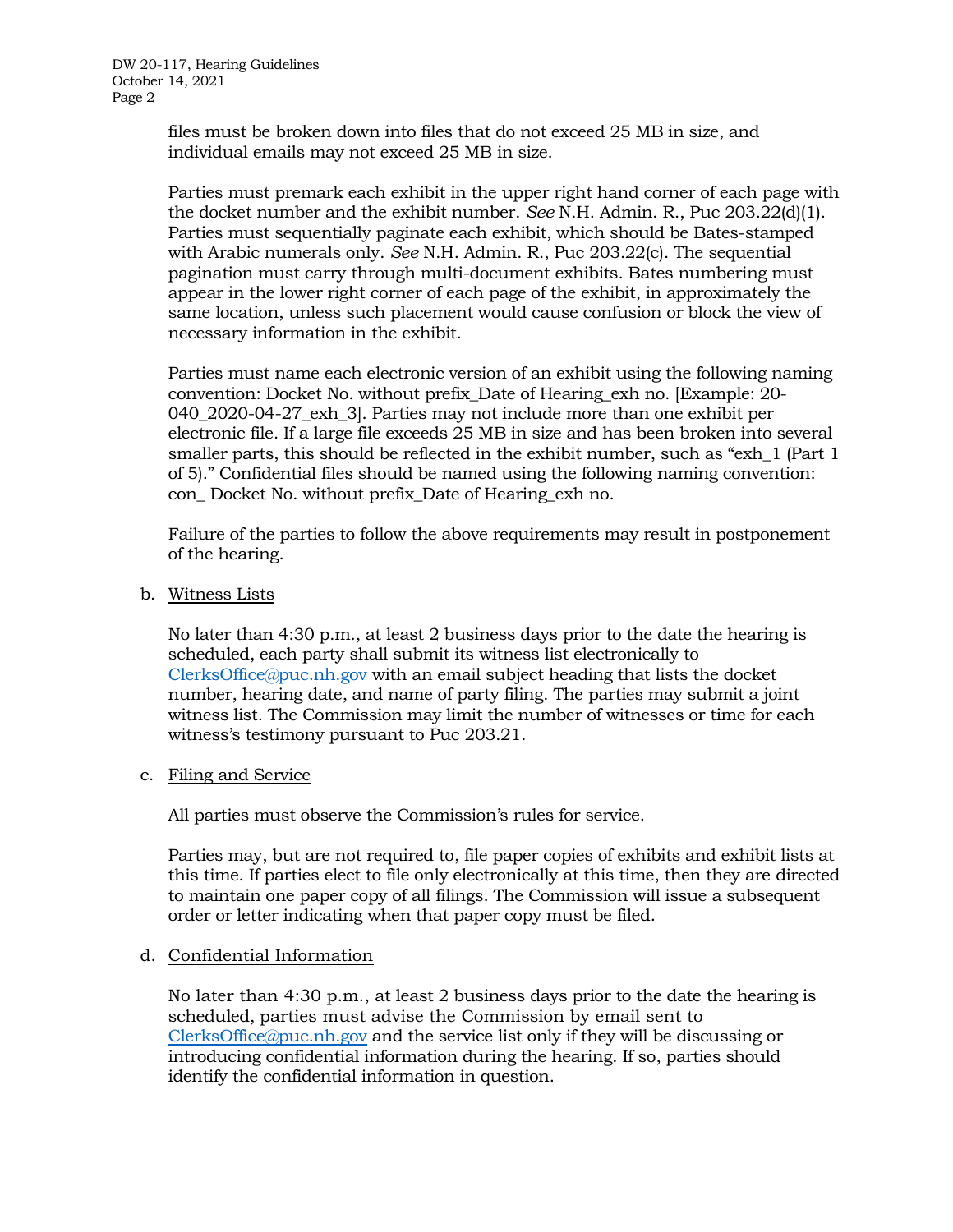files must be broken down into files that do not exceed 25 MB in size, and individual emails may not exceed 25 MB in size.

Parties must premark each exhibit in the upper right hand corner of each page with the docket number and the exhibit number. *See* N.H. Admin. R., Puc 203.22(d)(1). Parties must sequentially paginate each exhibit, which should be Bates-stamped with Arabic numerals only. *See* N.H. Admin. R., Puc 203.22(c). The sequential pagination must carry through multi-document exhibits. Bates numbering must appear in the lower right corner of each page of the exhibit, in approximately the same location, unless such placement would cause confusion or block the view of necessary information in the exhibit.

Parties must name each electronic version of an exhibit using the following naming convention: Docket No. without prefix_Date of Hearing_exh no. [Example: 20-040_2020-04-27_exh_3]. Parties may not include more than one exhibit per electronic file. If a large file exceeds 25 MB in size and has been broken into several smaller parts, this should be reflected in the exhibit number, such as "exh_1 (Part 1 of 5)." Confidential files should be named using the following naming convention: con_ Docket No. without prefix_Date of Hearing_exh no.

Failure of the parties to follow the above requirements may result in postponement of the hearing.

b. <u>Witness Lists</u>

No later than 4:30 p.m., at least 2 business days prior to the date the hearing is scheduled, each party shall submit its witness list electronically to ClerksOffice@puc.nh.gov with an email subject heading that lists the docket number, hearing date, and name of party filing. The parties may submit a joint witness list. The Commission may limit the number of witnesses or time for each witness's testimony pursuant to Puc 203.21.

c. <u>Filing and Service</u>

All parties must observe the Commission's rules for service.

Parties may, but are not required to, file paper copies of exhibits and exhibit lists at this time. If parties elect to file only electronically at this time, then they are directed to maintain one paper copy of all filings. The Commission will issue a subsequent order or letter indicating when that paper copy must be filed.

d. <u>Confidential Information</u>

No later than 4:30 p.m., at least 2 business days prior to the date the hearing is scheduled, parties must advise the Commission by email sent to ClerksOffice@puc.nh.gov and the service list only if they will be discussing or introducing confidential information during the hearing. If so, parties should identify the confidential information in question.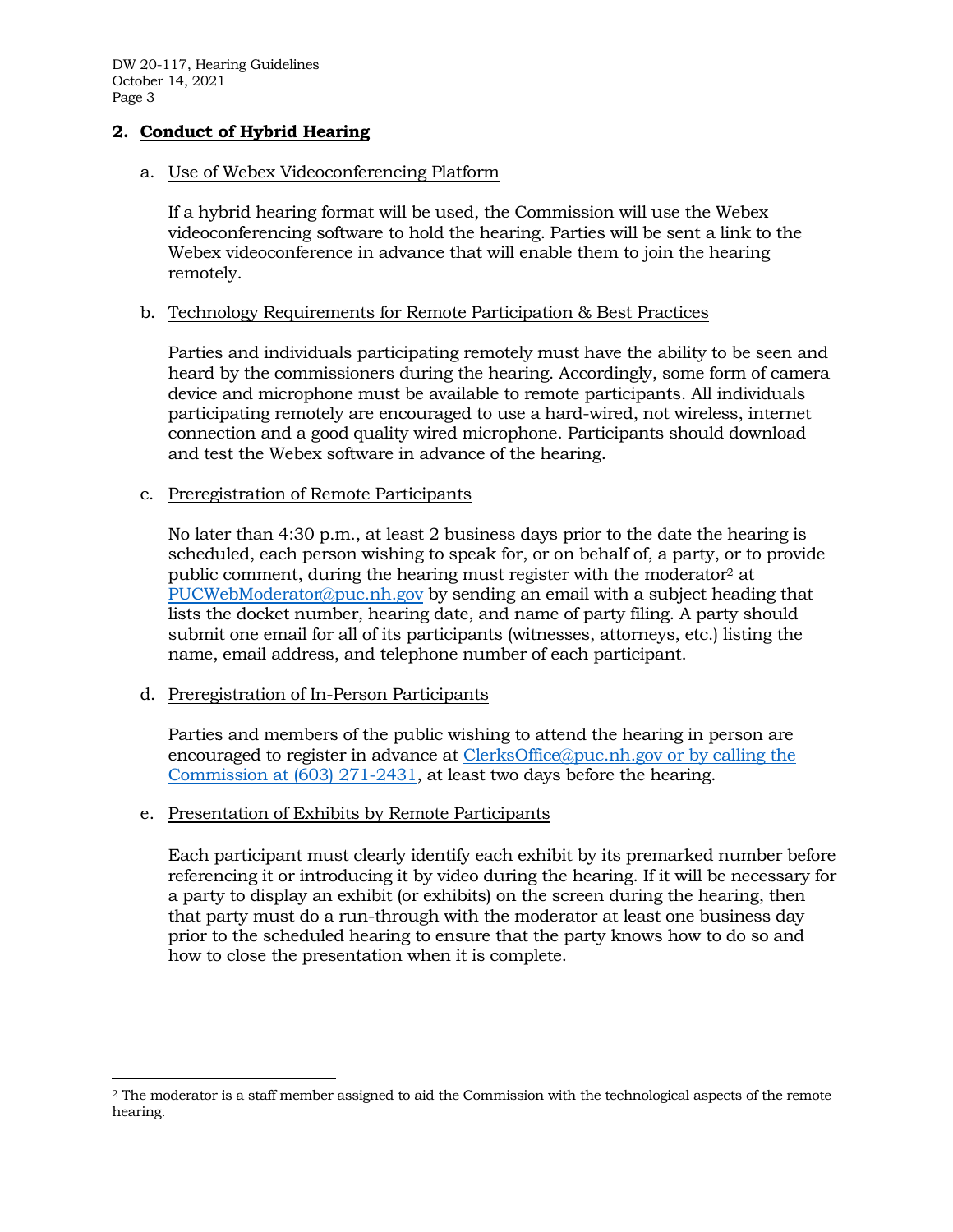## 2. Conduct of Hybrid Hearing

### a. Use of Webex Videoconferencing Platform

If a hybrid hearing format will be used, the Commission will use the Webex videoconferencing software to hold the hearing. Parties will be sent a link to the Webex videoconference in advance that will enable them to join the hearing remotely.

### b. Technology Requirements for Remote Participation & Best Practices

Parties and individuals participating remotely must have the ability to be seen and heard by the commissioners during the hearing. Accordingly, some form of camera device and microphone must be available to remote participants. All individuals participating remotely are encouraged to use a hard-wired, not wireless, internet connection and a good quality wired microphone. Participants should download and test the Webex software in advance of the hearing.

### c. Preregistration of Remote Participants

No later than 4:30 p.m., at least 2 business days prior to the date the hearing is scheduled, each person wishing to speak for, or on behalf of, a party, or to provide public comment, during the hearing must register with the moderator[2] at PUCWebModerator@puc.nh.gov by sending an email with a subject heading that lists the docket number, hearing date, and name of party filing. A party should submit one email for all of its participants (witnesses, attorneys, etc.) listing the name, email address, and telephone number of each participant.

### d. Preregistration of In-Person Participants

Parties and members of the public wishing to attend the hearing in person are encouraged to register in advance at ClerksOffice@puc.nh.gov or by calling the Commission at (603) 271-2431, at least two days before the hearing.

### e. Presentation of Exhibits by Remote Participants

Each participant must clearly identify each exhibit by its premarked number before referencing it or introducing it by video during the hearing. If it will be necessary for a party to display an exhibit (or exhibits) on the screen during the hearing, then that party must do a run-through with the moderator at least one business day prior to the scheduled hearing to ensure that the party knows how to do so and how to close the presentation when it is complete.

---

[2] The moderator is a staff member assigned to aid the Commission with the technological aspects of the remote hearing.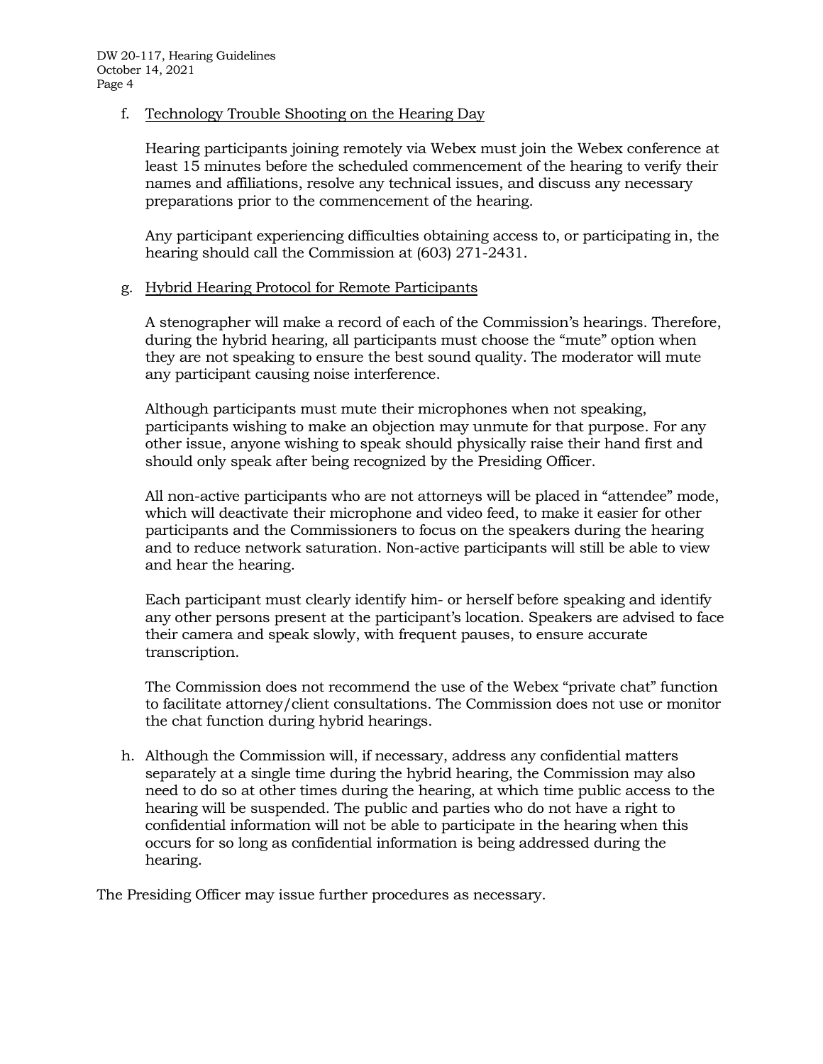f. <u>Technology Trouble Shooting on the Hearing Day</u>

   Hearing participants joining remotely via Webex must join the Webex conference at least 15 minutes before the scheduled commencement of the hearing to verify their names and affiliations, resolve any technical issues, and discuss any necessary preparations prior to the commencement of the hearing.

   Any participant experiencing difficulties obtaining access to, or participating in, the hearing should call the Commission at (603) 271-2431.

g. <u>Hybrid Hearing Protocol for Remote Participants</u>

   A stenographer will make a record of each of the Commission's hearings. Therefore, during the hybrid hearing, all participants must choose the "mute" option when they are not speaking to ensure the best sound quality. The moderator will mute any participant causing noise interference.

   Although participants must mute their microphones when not speaking, participants wishing to make an objection may unmute for that purpose. For any other issue, anyone wishing to speak should physically raise their hand first and should only speak after being recognized by the Presiding Officer.

   All non-active participants who are not attorneys will be placed in "attendee" mode, which will deactivate their microphone and video feed, to make it easier for other participants and the Commissioners to focus on the speakers during the hearing and to reduce network saturation. Non-active participants will still be able to view and hear the hearing.

   Each participant must clearly identify him- or herself before speaking and identify any other persons present at the participant's location. Speakers are advised to face their camera and speak slowly, with frequent pauses, to ensure accurate transcription.

   The Commission does not recommend the use of the Webex "private chat" function to facilitate attorney/client consultations. The Commission does not use or monitor the chat function during hybrid hearings.

h. Although the Commission will, if necessary, address any confidential matters separately at a single time during the hybrid hearing, the Commission may also need to do so at other times during the hearing, at which time public access to the hearing will be suspended. The public and parties who do not have a right to confidential information will not be able to participate in the hearing when this occurs for so long as confidential information is being addressed during the hearing.

The Presiding Officer may issue further procedures as necessary.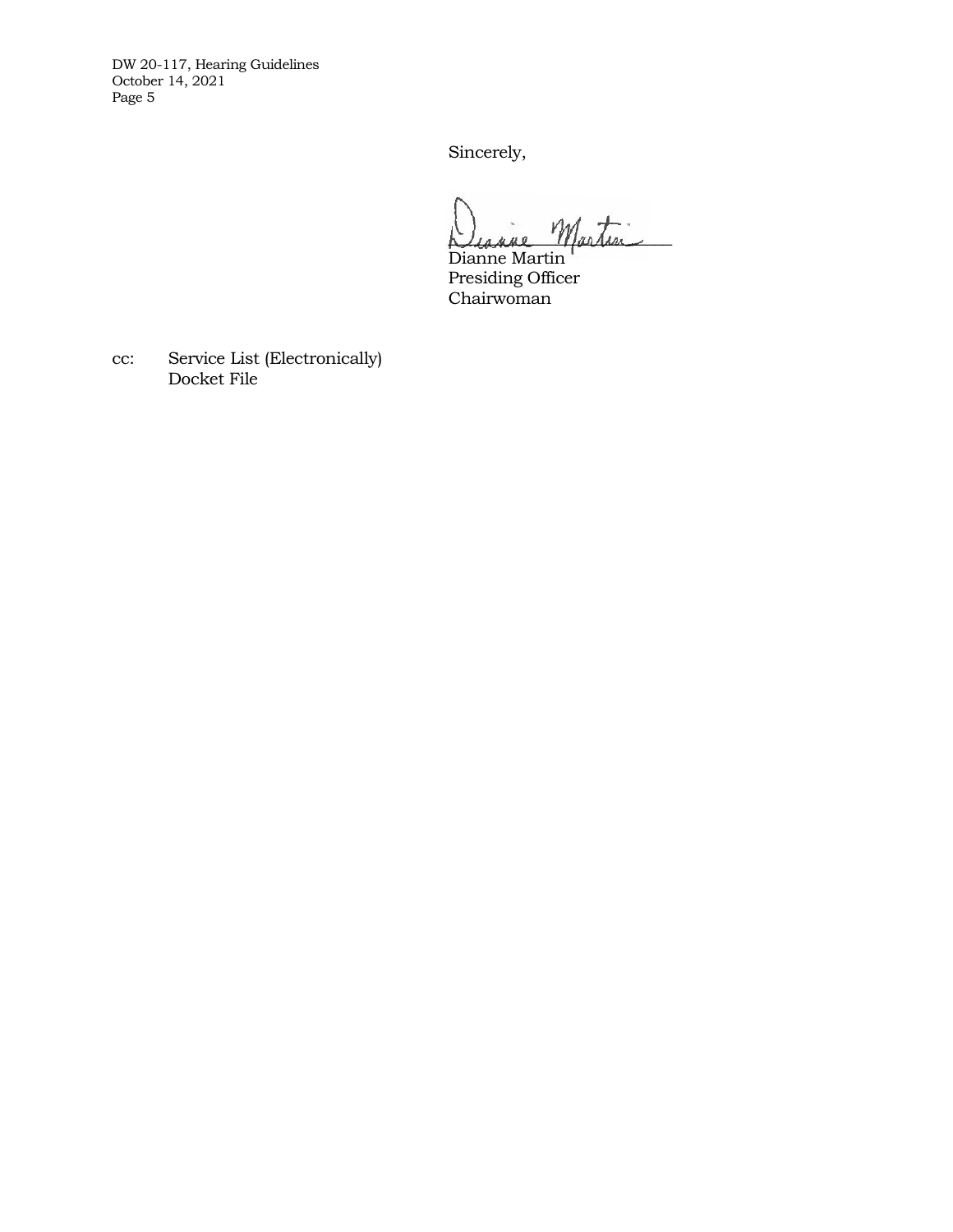Sincerely,

Dianne Martin
Presiding Officer
Chairwoman

cc: Service List (Electronically)
Docket File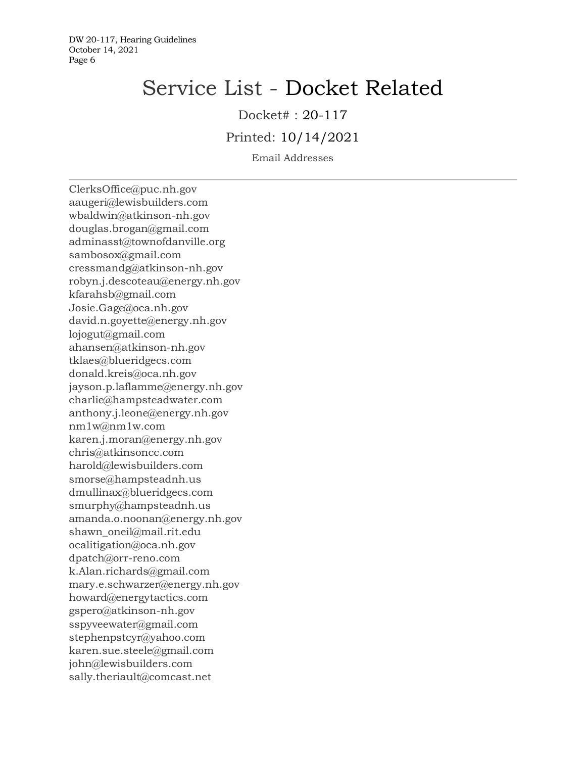# Service List - Docket Related

Docket# : 20-117

Printed: 10/14/2021

Email Addresses

---

ClerksOffice@puc.nh.gov
aaugeri@lewisbuilders.com
wbaldwin@atkinson-nh.gov
douglas.brogan@gmail.com
adminasst@townofdanville.org
sambosox@gmail.com
cressmandg@atkinson-nh.gov
robyn.j.descoteau@energy.nh.gov
kfarahsb@gmail.com
Josie.Gage@oca.nh.gov
david.n.goyette@energy.nh.gov
lojogut@gmail.com
ahansen@atkinson-nh.gov
tklaes@blueridgecs.com
donald.kreis@oca.nh.gov
jayson.p.laflamme@energy.nh.gov
charlie@hampsteadwater.com
anthony.j.leone@energy.nh.gov
nm1w@nm1w.com
karen.j.moran@energy.nh.gov
chris@atkinsoncc.com
harold@lewisbuilders.com
smorse@hampsteadnh.us
dmullinax@blueridgecs.com
smurphy@hampsteadnh.us
amanda.o.noonan@energy.nh.gov
shawn_oneil@mail.rit.edu
ocalitigation@oca.nh.gov
dpatch@orr-reno.com
k.Alan.richards@gmail.com
mary.e.schwarzer@energy.nh.gov
howard@energytactics.com
gspero@atkinson-nh.gov
sspyveewater@gmail.com
stephenpstcyr@yahoo.com
karen.sue.steele@gmail.com
john@lewisbuilders.com
sally.theriault@comcast.net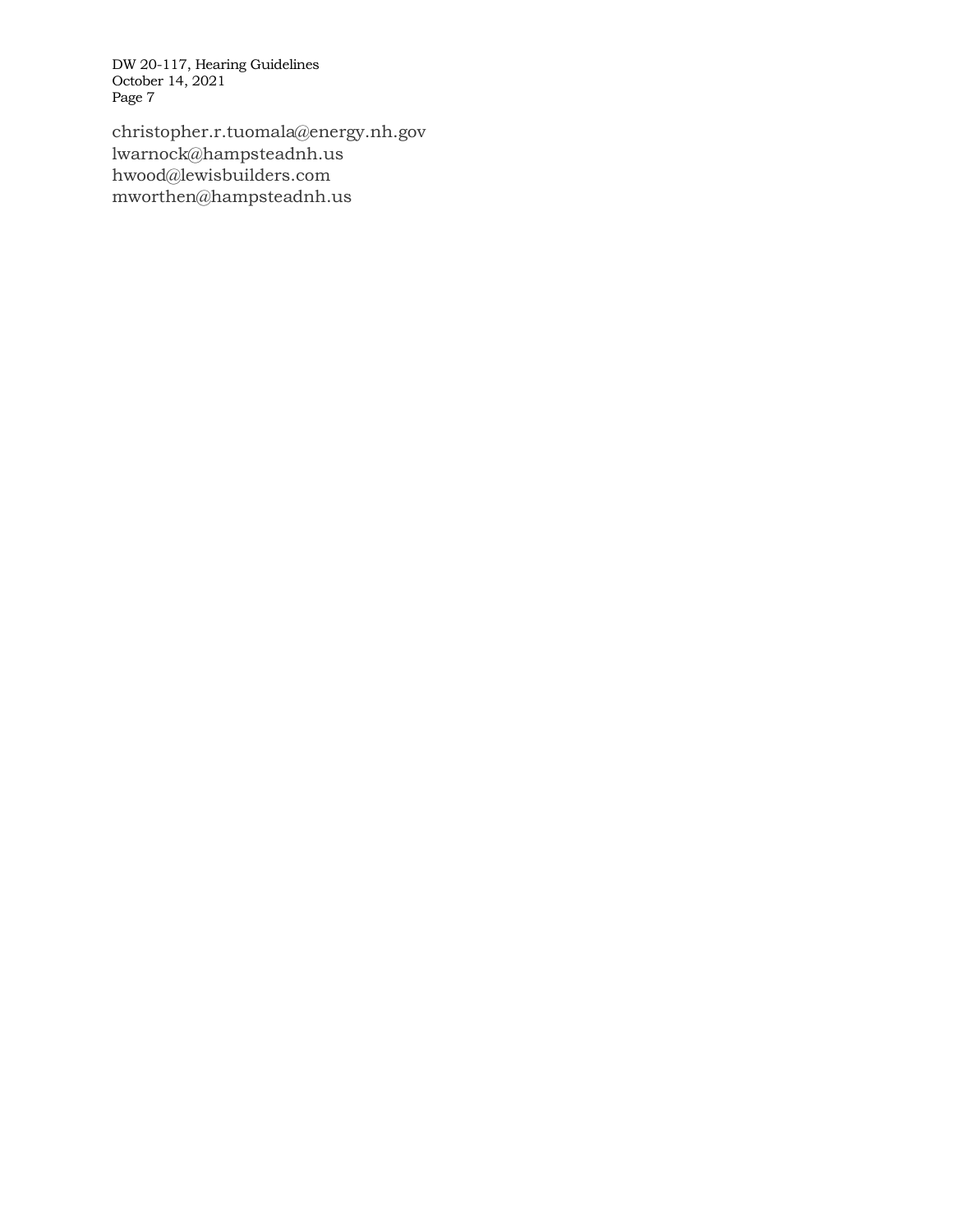christopher.r.tuomala@energy.nh.gov
lwarnock@hampsteadnh.us
hwood@lewisbuilders.com
mworthen@hampsteadnh.us